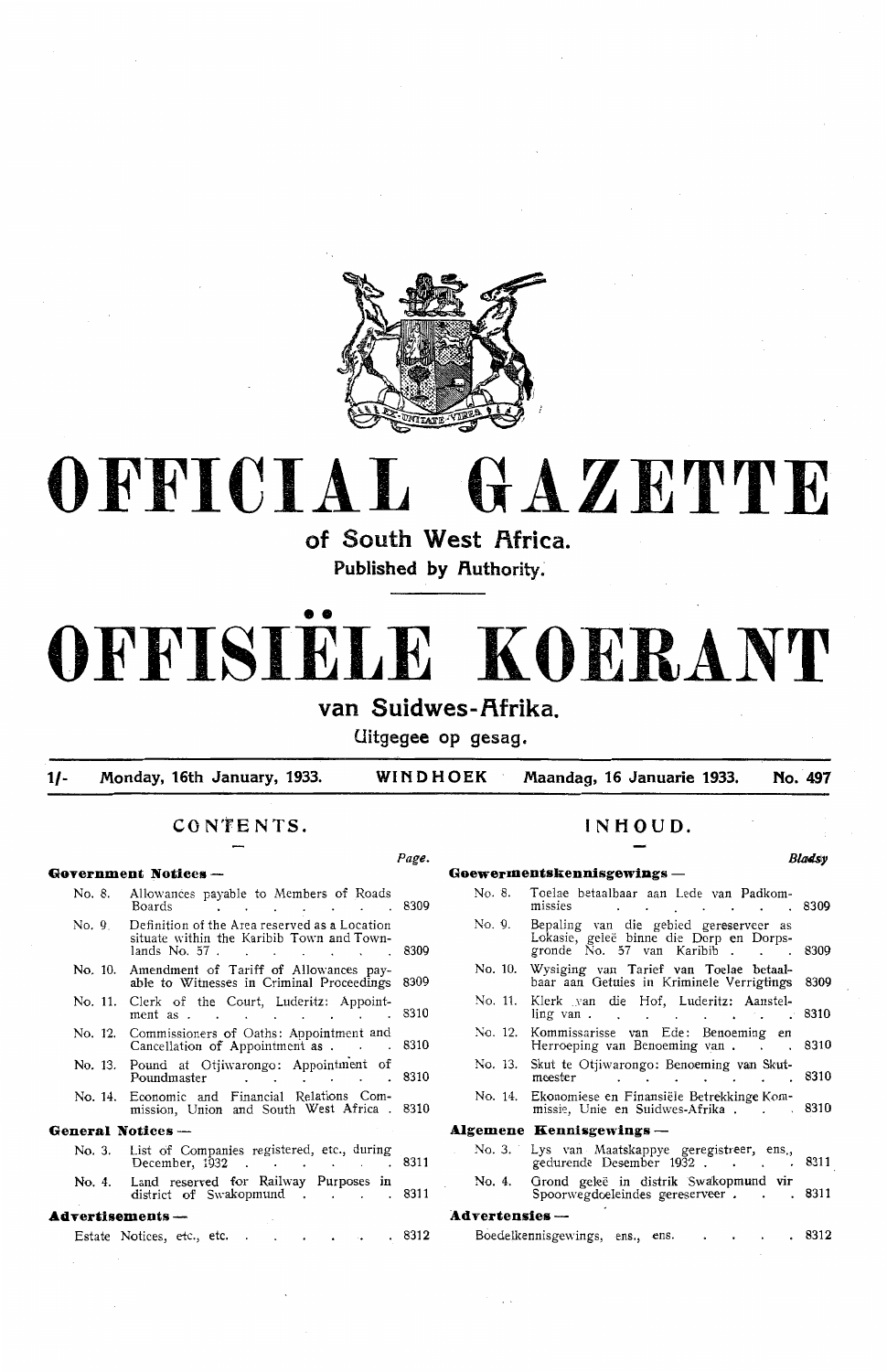# OFFICIAL GAZETTE

## of South West Africa.

### Published by Authority.

# OFFISIËLE KOERANT

## van Suidwes-Afrika.

### Uitgegee op gesag.

**1/-** Monday, 16th January, 1933. **WINDHOEK** Maandag, 16 Januarie 1933. **No. 497**

## CONTENTS.

**Government Notices —**

| No. | | Page. |
|---|---|---|
| No. 8. | Allowances payable to Members of Roads Boards | 8309 |
| No. 9. | Definition of the Area reserved as a Location situate within the Karibib Town and Townlands No. 57 | 8309 |
| No. 10. | Amendment of Tariff of Allowances payable to Witnesses in Criminal Proceedings | 8309 |
| No. 11. | Clerk of the Court, Luderitz: Appointment as | 8310 |
| No. 12. | Commissioners of Oaths: Appointment and Cancellation of Appointment as | 8310 |
| No. 13. | Pound at Otjiwarongo: Appointment of Poundmaster | 8310 |
| No. 14. | Economic and Financial Relations Commission, Union and South West Africa | 8310 |

**General Notices —**

| No. | | Page. |
|---|---|---|
| No. 3. | List of Companies registered, etc., during December, 1932 | 8311 |
| No. 4. | Land reserved for Railway Purposes in district of Swakopmund | 8311 |

**Advertisements —**

| | Page. |
|---|---|
| Estate Notices, etc., etc. | 8312 |

## INHOUD.

**Goewermentskennisgewings —**

| No. | | Bladsy |
|---|---|---|
| No. 8. | Toelae betaalbaar aan Lede van Padkommissies | 8309 |
| No. 9. | Bepaling van die gebied gereserveer as Lokasie, geleë binne die Dorp en Dorpsgronde No. 57 van Karibib | 8309 |
| No. 10. | Wysiging van Tarief van Toelae betaalbaar aan Getuies in Kriminele Verrigtings | 8309 |
| No. 11. | Klerk van die Hof, Luderitz: Aanstelling van | 8310 |
| No. 12. | Kommissarisse van Ede: Benoeming en Herroeping van Benoeming van | 8310 |
| No. 13. | Skut te Otjiwarongo: Benoeming van Skutmeester | 8310 |
| No. 14. | Ekonomiese en Finansiële Betrekkinge Kommissie, Unie en Suidwes-Afrika | 8310 |

**Algemene Kennisgewings —**

| No. | | Bladsy |
|---|---|---|
| No. 3. | Lys van Maatskappye geregistreer, ens., gedurende Desember 1932 | 8311 |
| No. 4. | Grond geleë in distrik Swakopmund vir Spoorwegdoeleindes gereserveer | 8311 |

**Advertensies —**

| | Bladsy |
|---|---|
| Boedelkennisgewings, ens., ens. | 8312 |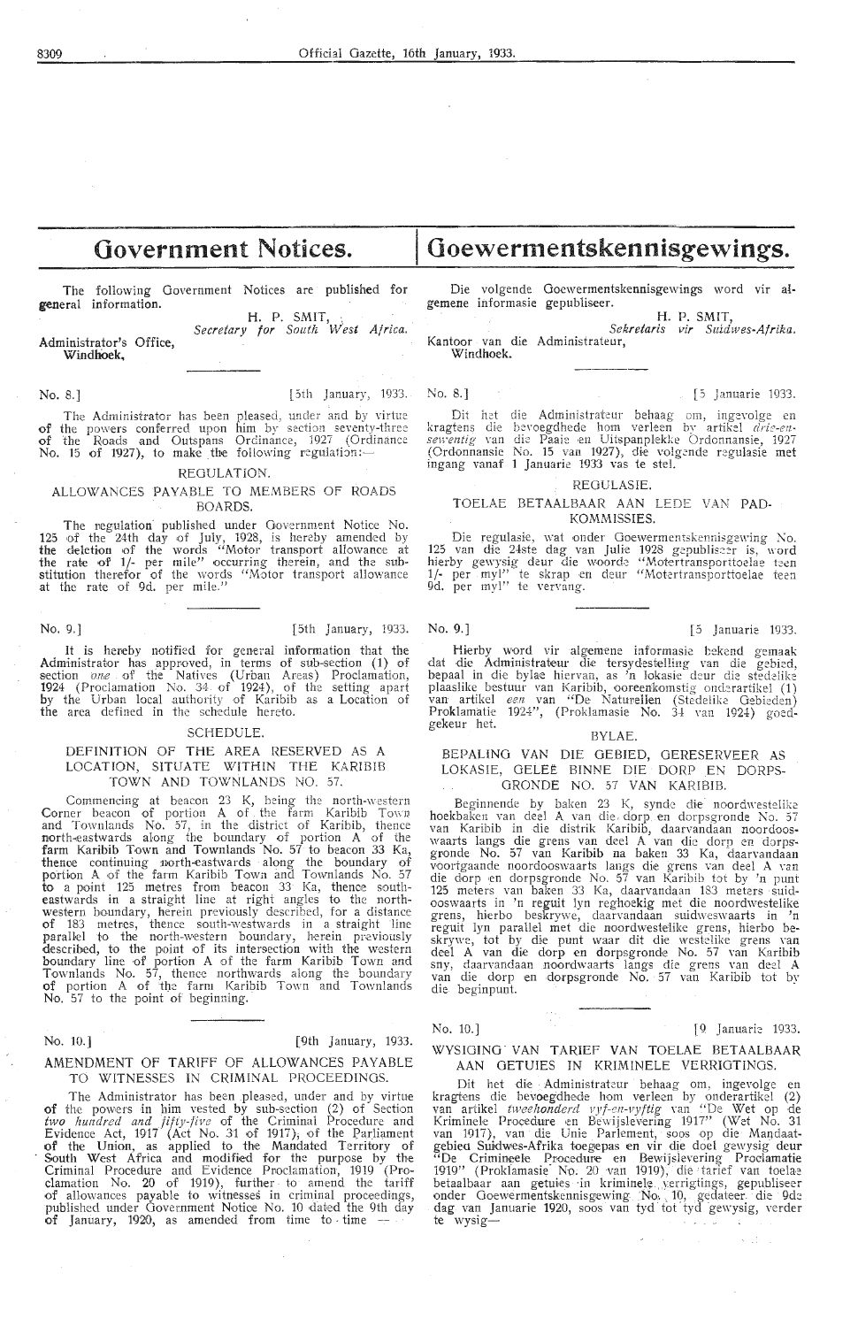# Government Notices.

The following Government Notices are published for general information.

H. P. SMIT,
*Secretary for South West Africa.*

Administrator's Office,
Windhoek.

No. 8.] [5th January, 1933.

The Administrator has been pleased, under and by virtue of the powers conferred upon him by section seventy-three of the Roads and Outspans Ordinance, 1927 (Ordinance No. 15 of 1927), to make the following regulation:—

REGULATION.

ALLOWANCES PAYABLE TO MEMBERS OF ROADS BOARDS.

The regulation published under Government Notice No. 125 of the 24th day of July, 1928, is hereby amended by the deletion of the words "Motor transport allowance at the rate of 1/- per mile" occurring therein, and the substitution therefor of the words "Motor transport allowance at the rate of 9d. per mile."

No. 9.] [5th January, 1933.

It is hereby notified for general information that the Administrator has approved, in terms of sub-section (1) of section *one* of the Natives (Urban Areas) Proclamation, 1924 (Proclamation No. 34 of 1924), of the setting apart by the Urban local authority of Karibib as a Location of the area defined in the schedule hereto.

SCHEDULE.

DEFINITION OF THE AREA RESERVED AS A LOCATION, SITUATE WITHIN THE KARIBIB TOWN AND TOWNLANDS NO. 57.

Commencing at beacon 23 K, being the north-western Corner beacon of portion A of the farm Karibib Town and Townlands No. 57, in the district of Karibib, thence north-eastwards along the boundary of portion A of the farm Karibib Town and Townlands No. 57 to beacon 33 Ka, thence continuing north-eastwards along the boundary of portion A of the farm Karibib Town and Townlands No. 57 to a point 125 metres from beacon 33 Ka, thence south-eastwards in a straight line at right angles to the north-western boundary, herein previously described, for a distance of 183 metres, thence south-westwards in a straight line parallel to the north-western boundary, herein previously described, to the point of its intersection with the western boundary line of portion A of the farm Karibib Town and Townlands No. 57, thence northwards along the boundary of portion A of the farm Karibib Town and Townlands No. 57 to the point of beginning.

No. 10.] [9th January, 1933.

AMENDMENT OF TARIFF OF ALLOWANCES PAYABLE TO WITNESSES IN CRIMINAL PROCEEDINGS.

The Administrator has been pleased, under and by virtue of the powers in him vested by sub-section (2) of Section *two hundred and fifty-five* of the Criminal Procedure and Evidence Act, 1917 (Act No. 31 of 1917), of the Parliament of the Union, as applied to the Mandated Territory of South West Africa and modified for the purpose by the Criminal Procedure and Evidence Proclamation, 1919 (Proclamation No. 20 of 1919), further to amend the tariff of allowances payable to witnesses in criminal proceedings, published under Government Notice No. 10 dated the 9th day of January, 1920, as amended from time to time —

# Goewermentskennisgewings.

Die volgende Goewermentskennisgewings word vir algemene informasie gepubliseer.

H. P. SMIT,
*Sekretaris vir Suidwes-Afrika.*

Kantoor van die Administrateur,
Windhoek.

No. 8.] [5 Januarie 1933.

Dit het die Administrateur behaag om, ingevolge en kragtens die bevoegdhede hom verleen by artikel *drie-en-sewentig* van die Paaie en Uitspanplekke Ordonnansie, 1927 (Ordonnansie No. 15 van 1927), die volgende regulasie met ingang vanaf 1 Januarie 1933 vas te stel.

REGULASIE.

TOELAE BETAALBAAR AAN LEDE VAN PAD-KOMMISSIES.

Die regulasie, wat onder Goewermentskennisgewing No. 125 van die 24ste dag van Julie 1928 gepubliseer is, word hierby gewysig deur die woorde "Motortransporttoelae teen 1/- per myl" te skrap en deur "Motortransporttoelae teen 9d. per myl" te vervang.

No. 9.] [5 Januarie 1933.

Hierby word vir algemene informasie bekend gemaak dat die Administrateur die tersydestelling van die gebied, bepaal in die bylae hiervan, as 'n lokasie deur die stedelike plaaslike bestuur van Karibib, ooreenkomstig onderartikel (1) van artikel *een* van "De Naturellen (Stedelike Gebieden) Proklamatie 1924", (Proklamasie No. 34 van 1924) goedgekeur het.

BYLAE.

BEPALING VAN DIE GEBIED, GERESERVEER AS LOKASIE, GELEË BINNE DIE DORP EN DORPS-GRONDE NO. 57 VAN KARIBIB.

Beginnende by baken 23 K, synde die noordwestelike hoekbaken van deel A van die dorp en dorpsgronde No. 57 van Karibib in die distrik Karibib, daarvandaan noordooswaarts langs die grens van deel A van die dorp en dorpsgronde No. 57 van Karibib na baken 33 Ka, daarvandaan voortgaande noordooswaarts langs die grens van deel A van die dorp en dorpsgronde No. 57 van Karibib tot by 'n punt 125 meters van baken 33 Ka, daarvandaan 183 meters suidooswaarts in 'n reguit lyn reghoekig met die noordwestelike grens, hierbo beskrywe, daarvandaan suidweswaarts in 'n reguit lyn parallel met die noordwestelike grens, hierbo beskrywe, tot by die punt waar dit die westelike grens van deel A van die dorp en dorpsgronde No. 57 van Karibib sny, daarvandaan noordwaarts langs die grens van deel A van die dorp en dorpsgronde No. 57 van Karibib tot by die beginpunt.

No. 10.] [9 Januarie 1933.

WYSIGING VAN TARIEF VAN TOELAE BETAALBAAR AAN GETUIES IN KRIMINELE VERRIGTINGS.

Dit het die Administrateur behaag om, ingevolge en kragtens die bevoegdhede hom verleen by onderartikel (2) van artikel *tweehonderd vyf-en-vyftig* van "Die Wet op de Kriminele Procedure en Bewijslevering 1917" (Wet No. 31 van 1917), van die Unie Parlement, soos op die Mandaatgebied Suidwes-Afrika toegepas en vir die doel gewysig deur "De Crimineele Procedure en Bewijslevering Proclamatie 1919" (Proklamasie No. 20 van 1919), die tarief van toelae betaalbaar aan getuies in kriminele verrigtings, gepubliseer onder Goewermentskennisgewing No. 10, gedateer die 9de dag van Januarie 1920, soos van tyd tot tyd gewysig, verder te wysig—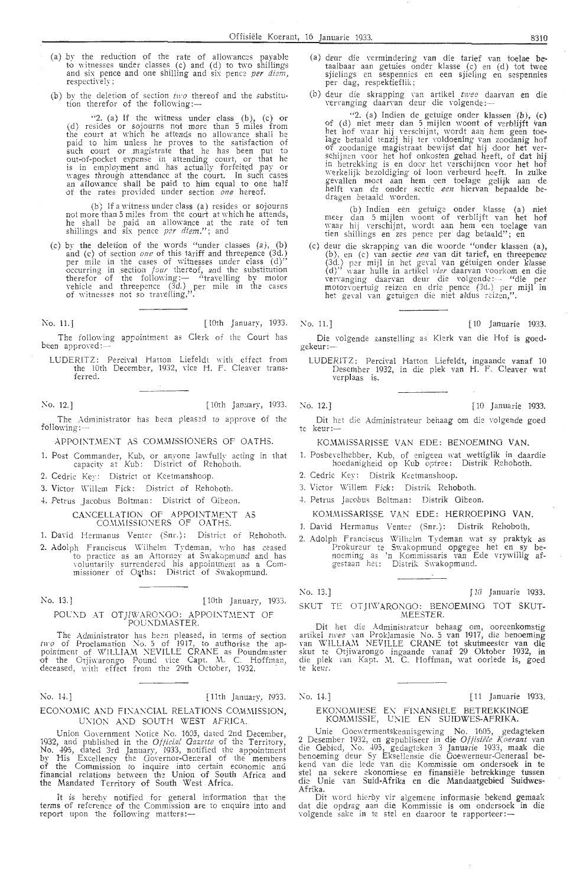(a) by the reduction of the rate of allowances payable to witnesses under classes (c) and (d) to two shillings and six pence and one shilling and six pence *per diem*, respectively;

(b) by the deletion of section *two* thereof and the substitution therefor of the following:—

"2. (a) If the witness under class (b), (c) or (d) resides or sojourns not more than 5 miles from the court at which he attends no allowance shall be paid to him unless he proves to the satisfaction of such court or magistrate that he has been put to out-of-pocket expense in attending court, or that he is in employment and has actually forfeited pay or wages through attendance at the court. In such cases an allowance shall be paid to him equal to one half of the rates provided under section *one* hereof.

(b) If a witness under class (a) resides or sojourns not more than 5 miles from the court at which he attends, he shall be paid an allowance at the rate of ten shillings and six pence *per diem*."; and

(c) by the deletion of the words "under classes (a), (b) and (c) of section *one* of this tariff and threepence (3d.) per mile in the cases of witnesses under class (d)" occurring in section *four* thereof, and the substitution therefor of the following:— "travelling by motor vehicle and threepence (3d.) per mile in the cases of witnesses not so travelling,".

---

No. 11.] [10th January, 1933.

The following appointment as Clerk of the Court has been approved:—

LUDERITZ: Percival Hatton Liefeldt with effect from the 10th December, 1932, vice H. F. Cleaver transferred.

---

No. 12.] [10th January, 1933.

The Administrator has been pleased to approve of the following:—

APPOINTMENT AS COMMISSIONERS OF OATHS.

1. Post Commander, Kub, or anyone lawfully acting in that capacity at Kub: District of Rehoboth.
2. Cedric Key: District of Keetmanshoop.
3. Victor Willem Fick: District of Rehoboth.
4. Petrus Jacobus Boltman: District of Gibeon.

CANCELLATION OF APPOINTMENT AS COMMISSIONERS OF OATHS.

1. David Hermanus Venter (Snr.): District of Rehoboth.
2. Adolph Franciscus Wilhelm Tydeman, who has ceased to practice as an Attorney at Swakopmund and has voluntarily surrendered his appointment as a Commissioner of Oaths: District of Swakopmund.

---

No. 13.] [10th January, 1933.

POUND AT OTJIWARONGO: APPOINTMENT OF POUNDMASTER.

The Administrator has been pleased, in terms of section *two* of Proclamation No. 5 of 1917, to authorise the appointment of WILLIAM NEVILLE CRANE as Poundmaster of the Otjiwarongo Pound vice Capt. M. C. Hoffman, deceased, with effect from the 29th October, 1932.

---

No. 14.] [11th January, 1933.

ECONOMIC AND FINANCIAL RELATIONS COMMISSION, UNION AND SOUTH WEST AFRICA.

Union Government Notice No. 1605, dated 2nd December, 1932, and published in the *Official Gazette* of the Territory, No. 495, dated 3rd January, 1933, notified the appointment by His Excellency the Governor-General of the members of the Commission to inquire into certain economic and financial relations between the Union of South Africa and the Mandated Territory of South West Africa.

It is hereby notified for general information that the terms of reference of the Commission are to enquire into and report upon the following matters:—

---

(a) deur die vermindering van die tarief van toelae betaalbaar aan getuies onder klasse (c) en (d) tot twee sjielings en sespennies en een sjieling en sespennies per dag, respektieflik;

(b) deur die skrapping van artikel *twee* daarvan en die vervanging daarvan deur die volgende:—

"2. (a) Indien de getuige onder klassen (b), (c) of (d) niet meer dan 5 mijlen woont of verblijft van het hof waar hij verschijnt, wordt aan hem geen toelage betaald tenzij hij ter voldoening van zoodanig hof of zoodanige magistraat bewijst dat hij door het verschijnen voor het hof onkosten gehad heeft, of dat hij in betrekking is en door het verschijnen voor het hof werkelijk bezoldiging of loon verbeurd heeft. In zulke gevallen moet aan hem een toelage gelijk aan de helft van de onder sectie *een* hiervan bepaalde bedragen betaald worden.

(b) Indien een getuige onder klasse (a) niet meer dan 5 mijlen woont of verblijft van het hof waar hij verschijnt, wordt aan hem een toelage van tien shillings en zes pence per dag betaald"; en

(c) deur die skrapping van die woorde "onder klassen (a), (b), en (c) van sectie *een* van dit tarief, en threepence (3d.) per mijl in het geval van getuigen onder klasse (d)" waar hulle in artikel *vier* daarvan voorkom en die vervanging daarvan deur die volgende:— "die per motorvoertuig reizen en drie pence (3d.) per mijl in het geval van getuigen die niet aldus reizen,".

---

No. 11.] [10 Januarie 1933.

Die volgende aanstelling as Klerk van die Hof is goedgekeur:—

LUDERITZ: Percival Hatton Liefeldt, ingaande vanaf 10 Desember 1932, in die plek van H. F. Cleaver wat verplaas is.

---

No. 12.] [10 Januarie 1933.

Dit het die Administrateur behaag om die volgende goed te keur:—

KOMMISSARISSE VAN EDE: BENOEMING VAN.

1. Posbevelhebber, Kub, of enigeen wat wettiglik in daardie hoedanigheid op Kub optree: Distrik Rehoboth.
2. Cedric Key: Distrik Keetmanshoop.
3. Victor Willem Fick: Distrik Rehoboth.
4. Petrus Jacobus Boltman: Distrik Gibeon.

KOMMISSARISSE VAN EDE: HERROEPING VAN.

1. David Hermanus Venter (Snr.): Distrik Rehoboth.
2. Adolph Franciscus Wilhelm Tydeman wat sy praktyk as Prokureur te Swakopmund opgegee het en sy benoeming as 'n Kommissaris van Ede vrywillig afgestaan het: Distrik Swakopmund.

---

No. 13.] [10 Januarie 1933.

SKUT TE OTJIWARONGO: BENOEMING TOT SKUTMEESTER.

Dit het die Administrateur behaag om, ooreenkomstig artikel *twee* van Proklamasie No. 5 van 1917, die benoeming van WILLIAM NEVILLE CRANE tot skutmeester van die skut te Otjiwarongo ingaande vanaf 29 Oktober 1932, in die plek van Kapt. M. C. Hoffman, wat oorlede is, goed te keur.

---

No. 14.] [11 Januarie 1933.

EKONOMIESE EN FINANSIëLE BETREKKINGE KOMMISSIE, UNIE EN SUIDWES-AFRIKA.

Unie Goewermentskennisgewing No. 1605, gedagteken 2 Desember 1932, en gepubliseer in die *Offisiële Koerant* van die Gebied, No. 495, gedagteken 3 Januarie 1933, maak die benoeming deur Sy Eksellensie die Goewerneur-Generaal bekend van die lede van die Kommissie om ondersoek in te stel na sekere ekonomiese en finansiële betrekkinge tussen die Unie van Suid-Afrika en die Mandaatgebied Suidwes-Afrika.

Dit word hierby vir algemene informasie bekend gemaak dat die opdrag aan die Kommissie is om ondersoek in die volgende sake in te stel en daaroor te rapporteer:—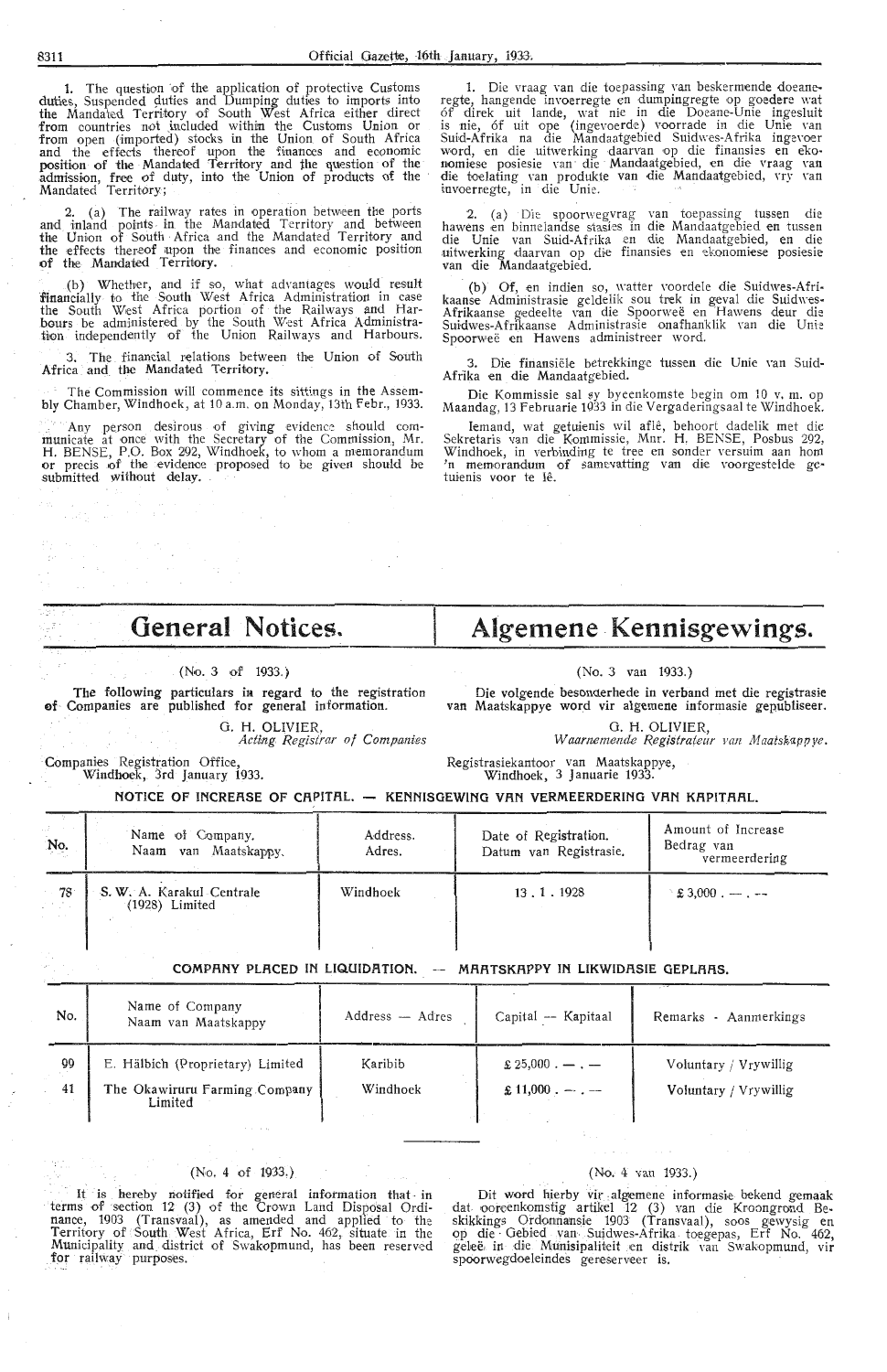1. The question of the application of protective Customs duties, Suspended duties and Dumping duties to imports into the Mandated Territory of South West Africa either direct from countries not included within the Customs Union or from open (imported) stocks in the Union of South Africa and the effects thereof upon the finances and economic position of the Mandated Territory and the question of the admission, free of duty, into the Union of products of the Mandated Territory;

2. (a) The railway rates in operation between the ports and inland points in the Mandated Territory and between the Union of South Africa and the Mandated Territory and the effects thereof upon the finances and economic position of the Mandated Territory.

(b) Whether, and if so, what advantages would result financially to the South West Africa Administration in case the South West Africa portion of the Railways and Harbours be administered by the South West Africa Administration independently of the Union Railways and Harbours.

3. The financial relations between the Union of South Africa and the Mandated Territory.

The Commission will commence its sittings in the Assembly Chamber, Windhoek, at 10 a.m. on Monday, 13th Febr., 1933.

Any person desirous of giving evidence should communicate at once with the Secretary of the Commission, Mr. H. BENSE, P.O. Box 292, Windhoek, to whom a memorandum or precis of the evidence proposed to be given should be submitted without delay.

1. Die vraag van die toepassing van beskermende doeaneregte, hangende invoerregte en dumpingregte op goedere wat óf direk uit lande, wat nie in die Doeane-Unie ingesluit is nie, óf uit ope (ingevoerde) voorrade in die Unie van Suid-Afrika na die Mandaatgebied Suidwes-Afrika ingevoer word, en die uitwerking daarvan op die finansies en ekonomiese posiesie van die Mandaatgebied, en die vraag van die toelating van produkte van die Mandaatgebied, vry van invoerregte, in die Unie.

2. (a) Die spoorwegvrag van toepassing tussen die hawens en binnelandse stasies in die Mandaatgebied en tussen die Unie van Suid-Afrika en die Mandaatgebied, en die uitwerking daarvan op die finansies en ekonomiese posiesie van die Mandaatgebied.

(b) Of, en indien so, watter voordele die Suidwes-Afrikaanse Administrasie geldelik sou trek in geval die Suidwes-Afrikaanse gedeelte van die Spoorweë en Hawens deur die Suidwes-Afrikaanse Administrasie onafhanklik van die Unie Spoorweë en Hawens administreer word.

3. Die finansiële betrekkinge tussen die Unie van Suid-Afrika en die Mandaatgebied.

Die Kommissie sal sy byeenkomste begin om 10 v. m. op Maandag, 13 Februarie 1933 in die Vergaderingsaal te Windhoek.

Iemand, wat getuienis wil aflê, behoort dadelik met die Sekretaris van die Kommissie, Mnr. H. BENSE, Posbus 292, Windhoek, in verbinding te tree en sonder versuim aan hom 'n memorandum of samevatting van die voorgestelde getuienis voor te lê.

# General Notices. / Algemene Kennisgewings.

(No. 3 of 1933.)

The following particulars in regard to the registration of Companies are published for general information.

G. H. OLIVIER,
*Acting Registrar of Companies*

Companies Registration Office,
Windhoek, 3rd January 1933.

(No. 3 van 1933.)

Die volgende besonderhede in verband met die registrasie van Maatskappye word vir algemene informasie gepubliseer.

G. H. OLIVIER,
*Waarnemende Registrateur van Maatskappye.*

Registrasiekantoor van Maatskappye,
Windhoek, 3 Januarie 1933.

**NOTICE OF INCREASE OF CAPITAL. — KENNISGEWING VAN VERMEERDERING VAN KAPITAAL.**

| No. | Name of Company. Naam van Maatskappy. | Address. Adres. | Date of Registration. Datum van Registrasie. | Amount of Increase Bedrag van vermeerdering |
|---|---|---|---|---|
| 78 | S. W. A. Karakul Centrale (1928) Limited | Windhoek | 13 . 1 . 1928 | £ 3,000 . — . — |

**COMPANY PLACED IN LIQUIDATION. — MAATSKAPPY IN LIKWIDASIE GEPLAAS.**

| No. | Name of Company Naam van Maatskappy | Address — Adres | Capital — Kapitaal | Remarks - Aanmerkings |
|---|---|---|---|---|
| 99 | E. Hälbich (Proprietary) Limited | Karibib | £ 25,000 . — . — | Voluntary / Vrywillig |
| 41 | The Okawiruru Farming Company Limited | Windhoek | £ 11,000 . — . — | Voluntary / Vrywillig |

(No. 4 of 1933.)

It is hereby notified for general information that in terms of section 12 (3) of the Crown Land Disposal Ordinance, 1903 (Transvaal), as amended and applied to the Territory of South West Africa, Erf No. 462, situate in the Municipality and district of Swakopmund, has been reserved for railway purposes.

(No. 4 van 1933.)

Dit word hierby vir algemene informasie bekend gemaak dat ooreenkomstig artikel 12 (3) van die Kroongrond Beskikkings Ordonnansie 1903 (Transvaal), soos gewysig en op die Gebied van Suidwes-Afrika toegepas, Erf No. 462, geleë in die Munisipaliteit en distrik van Swakopmund, vir spoorwegdoeleindes gereserveer is.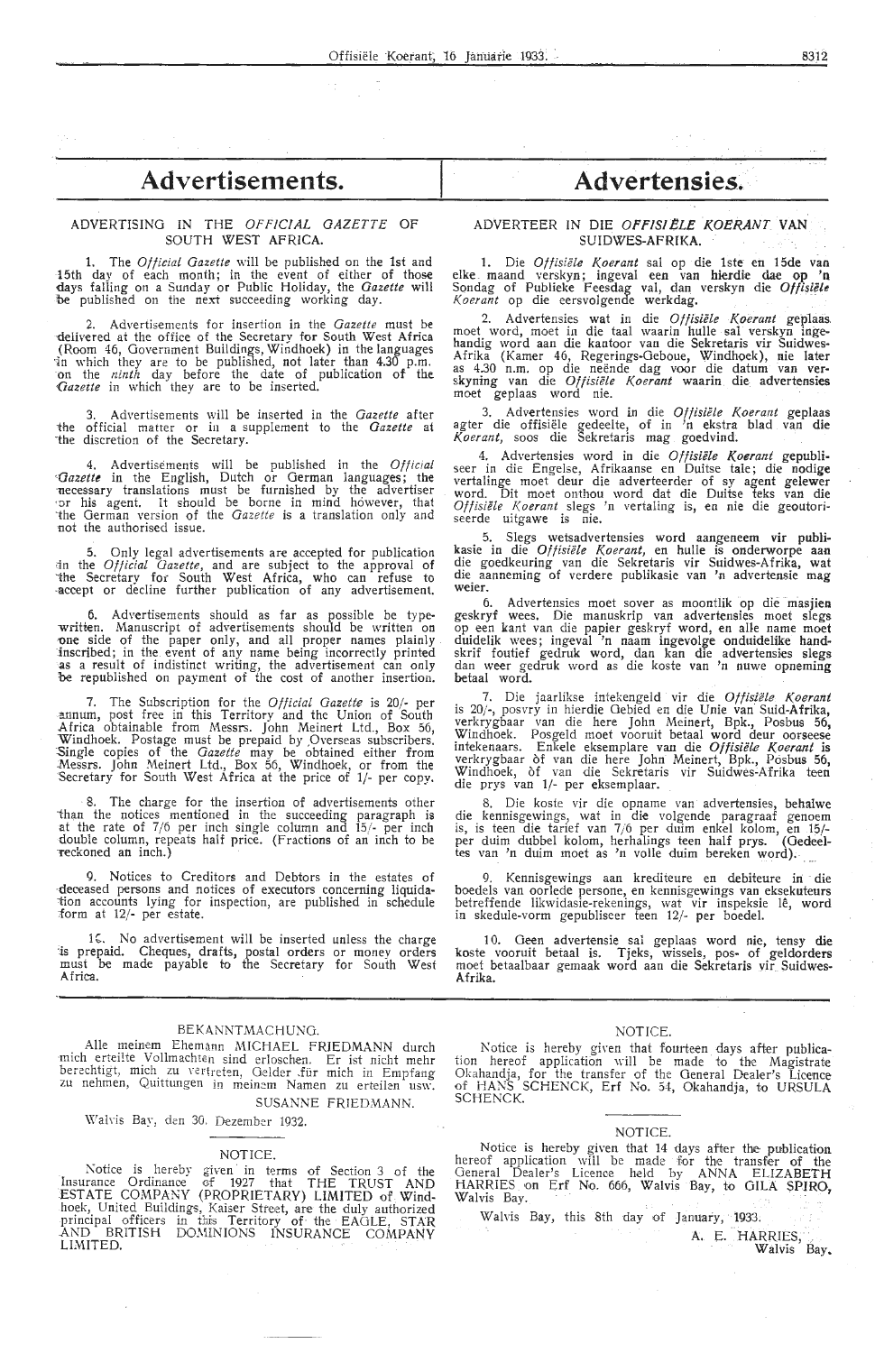# Advertisements.

ADVERTISING IN THE *OFFICIAL GAZETTE* OF SOUTH WEST AFRICA.

1. The *Official Gazette* will be published on the 1st and 15th day of each month; in the event of either of those days falling on a Sunday or Public Holiday, the *Gazette* will be published on the next succeeding working day.

2. Advertisements for insertion in the *Gazette* must be delivered at the office of the Secretary for South West Africa (Room 46, Government Buildings, Windhoek) in the languages in which they are to be published, not later than 4.30 p.m. on the *ninth* day before the date of publication of the *Gazette* in which they are to be inserted.

3. Advertisements will be inserted in the *Gazette* after the official matter or in a supplement to the *Gazette* at the discretion of the Secretary.

4. Advertisements will be published in the *Official Gazette* in the English, Dutch or German languages; the necessary translations must be furnished by the advertiser or his agent. It should be borne in mind however, that the German version of the *Gazette* is a translation only and not the authorised issue.

5. Only legal advertisements are accepted for publication in the *Official Gazette*, and are subject to the approval of the Secretary for South West Africa, who can refuse to accept or decline further publication of any advertisement.

6. Advertisements should as far as possible be typewritten. Manuscript of advertisements should be written on one side of the paper only, and all proper names plainly inscribed; in the event of any name being incorrectly printed as a result of indistinct writing, the advertisement can only be republished on payment of the cost of another insertion.

7. The Subscription for the *Official Gazette* is 20/- per annum, post free in this Territory and the Union of South Africa obtainable from Messrs. John Meinert Ltd., Box 56, Windhoek. Postage must be prepaid by Overseas subscribers. Single copies of the *Gazette* may be obtained either from Messrs. John Meinert Ltd., Box 56, Windhoek, or from the Secretary for South West Africa at the price of 1/- per copy.

8. The charge for the insertion of advertisements other than the notices mentioned in the succeeding paragraph is at the rate of 7/6 per inch single column and 15/- per inch double column, repeats half price. (Fractions of an inch to be reckoned an inch.)

9. Notices to Creditors and Debtors in the estates of deceased persons and notices of executors concerning liquidation accounts lying for inspection, are published in schedule form at 12/- per estate.

10. No advertisement will be inserted unless the charge is prepaid. Cheques, drafts, postal orders or money orders must be made payable to the Secretary for South West Africa.

# Advertensies.

ADVERTEER IN DIE *OFFISIËLE KOERANT* VAN SUIDWES-AFRIKA.

1. Die *Offisiële Koerant* sal op die 1ste en 15de van elke maand verskyn; ingeval een van hierdie dae op 'n Sondag of Publieke Feesdag val, dan verskyn die *Offisiële Koerant* op die eersvolgende werkdag.

2. Advertensies wat in die *Offisiële Koerant* geplaas moet word, moet in die taal waarin hulle sal verskyn ingehandig word aan die kantoor van die Sekretaris vir Suidwes-Afrika (Kamer 46, Regerings-Geboue, Windhoek), nie later as 4.30 n.m. op die neënde dag voor die datum van verskyning van die *Offisiële Koerant* waarin die advertensies moet geplaas word nie.

3. Advertensies word in die *Offisiële Koerant* geplaas agter die offisiële gedeelte, of in 'n ekstra blad van die *Koerant*, soos die Sekretaris mag goedvind.

4. Advertensies word in die *Offisiële Koerant* gepubliseer in die Engelse, Afrikaanse en Duitse tale; die nodige vertalinge moet deur die adverteerder of sy agent gelewer word. Dit moet onthou word dat die Duitse teks van die *Offisiële Koerant* slegs 'n vertaling is, en nie die geoutoriseerde uitgawe is nie.

5. Slegs wetsadvertensies word aangeneem vir publikasie in die *Offisiële Koerant*, en hulle is onderworpe aan die goedkeuring van die Sekretaris vir Suidwes-Afrika, wat die aanneming of verdere publikasie van 'n advertensie mag weier.

6. Advertensies moet sover as moontlik op die masjien geskryf wees. Die manuskrip van advertensies moet slegs op een kant van die papier geskryf word, en alle name moet duidelik wees; ingeval 'n naam ingevolge onduidelike handskrif foutief gedruk word, dan kan die advertensies slegs dan weer gedruk word as die koste van 'n nuwe opneming betaal word.

7. Die jaarlikse intekengeld vir die *Offisiële Koerant* is 20/-, posvry in hierdie Gebied en die Unie van Suid-Afrika, verkrygbaar van die here John Meinert, Bpk., Posbus 56, Windhoek. Posgeld moet vooruit betaal word deur oorseese intekenaars. Enkele eksemplare van die *Offisiële Koerant* is verkrygbaar òf van die here John Meinert, Bpk., Posbus 56, Windhoek, òf van die Sekretaris vir Suidwes-Afrika teen die prys van 1/- per eksemplaar.

8. Die koste vir die opname van advertensies, behalwe die kennisgewings, wat in die volgende paragraaf genoem is, is teen die tarief van 7/6 per duim enkel kolom, en 15/- per duim dubbel kolom, herhalings teen half prys. (Gedeeltes van 'n duim moet as 'n volle duim bereken word).

9. Kennisgewings aan krediteure en debiteure in die boedels van oorlede persone, en kennisgewings van eksekuteurs betreffende likwidasie-rekenings, wat vir inspeksie lê, word in skedule-vorm gepubliseer teen 12/- per boedel.

10. Geen advertensie sal geplaas word nie, tensy die koste vooruit betaal is. Tjeks, wissels, pos- of geldorders moet betaalbaar gemaak word aan die Sekretaris vir Suidwes-Afrika.

---

BEKANNTMACHUNG.

Alle meinem Ehemann MICHAEL FRIEDMANN durch mich erteilte Vollmachten sind erloschen. Er ist nicht mehr berechtigt, mich zu vertreten, Gelder für mich in Empfang zu nehmen, Quittungen in meinem Namen zu erteilen usw.

SUSANNE FRIEDMANN.

Walvis Bay, den 30. Dezember 1932.

NOTICE.

Notice is hereby given in terms of Section 3 of the Insurance Ordinance of 1927 that THE TRUST AND ESTATE COMPANY (PROPRIETARY) LIMITED of Windhoek, United Buildings, Kaiser Street, are the duly authorized principal officers in this Territory of the EAGLE, STAR AND BRITISH DOMINIONS INSURANCE COMPANY LIMITED.

NOTICE.

Notice is hereby given that fourteen days after publication hereof application will be made to the Magistrate Okahandja, for the transfer of the General Dealer's Licence of HANS SCHENCK, Erf No. 54, Okahandja, to URSULA SCHENCK.

NOTICE.

Notice is hereby given that 14 days after the publication hereof application will be made for the transfer of the General Dealer's Licence held by ANNA ELIZABETH HARRIES on Erf No. 666, Walvis Bay, to GILA SPIRO, Walvis Bay.

Walvis Bay, this 8th day of January, 1933.

A. E. HARRIES,
Walvis Bay.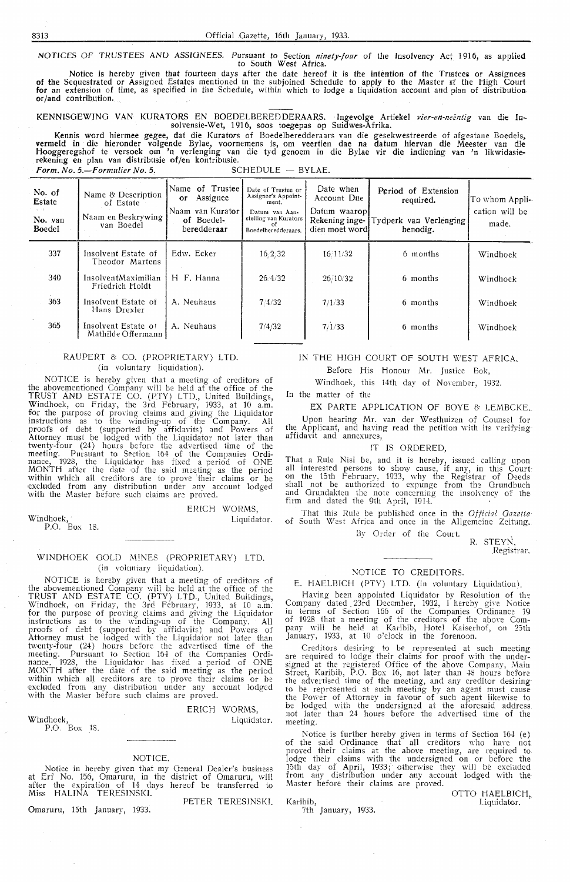NOTICES OF TRUSTEES AND ASSIGNEES. Pursuant to Section *ninety-four* of the Insolvency Act 1916, as applied to South West Africa.

Notice is hereby given that fourteen days after the date hereof it is the intention of the Trustees or Assignees of the Sequestrated or Assigned Estates mentioned in the subjoined Schedule to apply to the Master of the High Court for an extension of time, as specified in the Schedule, within which to lodge a liquidation account and plan of distribution or/and contribution.

KENNISGEWING VAN KURATORS EN BOEDELBEREDDERAARS. Ingevolge Artiekel *vier-en-neëntig* van die Insolvensie-Wet, 1916, soos toegepas op Suidwes-Afrika.

Kennis word hiermee gegee, dat die Kurators of Boedelberedderaars van die gesekwestreerde of afgestane Boedels, vermeld in die hieronder volgende Bylae, voornemens is, om veertien dae na datum hiervan die Meester van die Hooggeregshof te versoek om 'n verlenging van die tyd genoem in die Bylae vir die indiening van 'n likwidasie-rekening en plan van distribusie of/en kontribusie.

*Form. No. 5.—Formulier No. 5.* SCHEDULE — BYLAE.

| No. of Estate / No. van Boedel | Name & Description of Estate / Naam en Beskrywing van Boedel | Name of Trustee or Assignee / Naam van Kurator of Boedel-beredderaar | Date of Trustee or Assignee's Appointment. / Datum van Aanstelling van Kurators of Boedelberedderaars. | Date when Account Due / Datum waarop Rekening ingedien moet word | Period of Extension required. / Tydperk van Verlenging benodig. | To whom Application will be made. |
|---|---|---|---|---|---|---|
| 337 | Insolvent Estate of Theodor Martens | Edw. Ecker | 16/2/32 | 16/11/32 | 6 months | Windhoek |
| 340 | Insolvent Maximilian Friedrich Holdt | H. F. Hanna | 26/4/32 | 26/10/32 | 6 months | Windhoek |
| 363 | Insolvent Estate of Hans Drexler | A. Neuhaus | 7/4/32 | 7/1/33 | 6 months | Windhoek |
| 365 | Insolvent Estate of Mathilde Offermann | A. Neuhaus | 7/4/32 | 7/1/33 | 6 months | Windhoek |

## RAUPERT & CO. (PROPRIETARY) LTD.
(in voluntary liquidation).

NOTICE is hereby given that a meeting of creditors of the abovementioned Company will be held at the office of the TRUST AND ESTATE CO. (PTY) LTD., United Buildings, Windhoek, on Friday, the 3rd February, 1933, at 10 a.m. for the purpose of proving claims and giving the Liquidator instructions as to the winding-up of the Company. All proofs of debt (supported by affidavits) and Powers of Attorney must be lodged with the Liquidator not later than twenty-four (24) hours before the advertised time of the meeting. Pursuant to Section 164 of the Companies Ordinance, 1928, the Liquidator has fixed a period of ONE MONTH after the date of the said meeting as the period within which all creditors are to prove their claims or be excluded from any distribution under any account lodged with the Master before such claims are proved.

ERICH WORMS,
Liquidator.

Windhoek,
P.O. Box 18.

## WINDHOEK GOLD MINES (PROPRIETARY) LTD.
(in voluntary liquidation).

NOTICE is hereby given that a meeting of creditors of the abovementioned Company will be held at the office of the TRUST AND ESTATE CO. (PTY) LTD., United Buildings, Windhoek, on Friday, the 3rd February, 1933, at 10 a.m. for the purpose of proving claims and giving the Liquidator instructions as to the winding-up of the Company. All proofs of debt (supported by affidavits) and Powers of Attorney must be lodged with the Liquidator not later than twenty-four (24) hours before the advertised time of the meeting. Pursuant to Section 164 of the Companies Ordinance, 1928, the Liquidator has fixed a period of ONE MONTH after the date of the said meeting as the period within which all creditors are to prove their claims or be excluded from any distribution under any account lodged with the Master before such claims are proved.

ERICH WORMS,
Liquidator.

Windhoek,
P.O. Box 18.

## NOTICE.

Notice in hereby given that my General Dealer's business at Erf No. 156, Omaruru, in the district of Omaruru, will after the expiration of 14 days hereof be transferred to Miss HALINA TERESINSKI.

PETER TERESINSKI.

Omaruru, 15th January, 1933.

## IN THE HIGH COURT OF SOUTH WEST AFRICA.

Before His Honour Mr. Justice Bok,

Windhoek, this 14th day of November, 1932.

In the matter of the

EX PARTE APPLICATION OF BOYE & LEMBCKE.

Upon hearing Mr. van der Westhuizen of Counsel for the Applicant, and having read the petition with its verifying affidavit and annexures,

IT IS ORDERED,

That a Rule Nisi be, and it is hereby, issued calling upon all interested persons to show cause, if any, in this Court on the 15th February, 1933, why the Registrar of Deeds shall not be authorized to expunge from the Grundbuch and Grundakten the note concerning the insolvency of the firm and dated the 9th April, 1914.

That this Rule be published once in the *Official Gazette* of South West Africa and once in the Allgemeine Zeitung.

By Order of the Court.

R. STEYN,
Registrar.

## NOTICE TO CREDITORS.

E. HAELBICH (PTY) LTD. (in voluntary Liquidation).

Having been appointed Liquidator by Resolution of the Company dated 23rd December, 1932, I hereby give Notice in terms of Section 166 of the Companies Ordinance 19 of 1928 that a meeting of the creditors of the above Company will be held at Karibib, Hotel Kaiserhof, on 25th January, 1933, at 10 o'clock in the forenoon.

Creditors desiring to be represented at such meeting are required to lodge their claims for proof with the undersigned at the registered Office of the above Company, Main Street, Karibib, P.O. Box 16, not later than 48 hours before the advertised time of the meeting, and any creditor desiring to be represented at such meeting by an agent must cause the Power of Attorney in favour of such agent likewise to be lodged with the undersigned at the aforesaid address not later than 24 hours before the advertised time of the meeting.

Notice is further hereby given in terms of Section 164 (e) of the said Ordinance that all creditors who have not proved their claims at the above meeting, are required to lodge their claims with the undersigned on or before the 15th day of April, 1933; otherwise they will be excluded from any distribution under any account lodged with the Master before their claims are proved.

OTTO HAELBICH,
Liquidator.

Karibib,
7th January, 1933.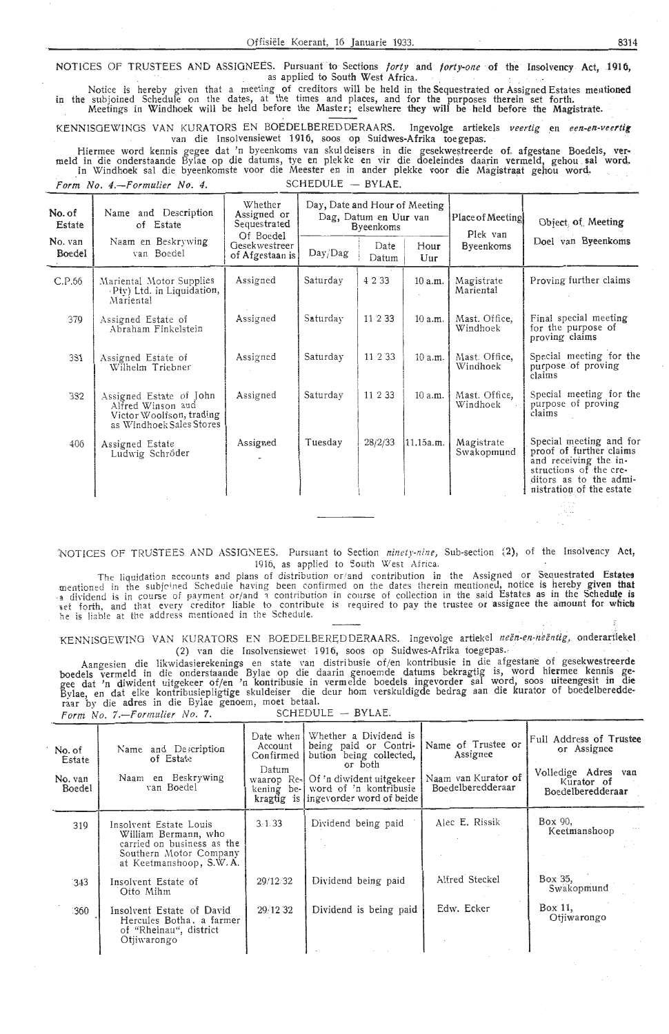NOTICES OF TRUSTEES AND ASSIGNEES. Pursuant to Sections *forty* and *forty-one* of the Insolvency Act, 1916, as applied to South West Africa.

Notice is hereby given that a meeting of creditors will be held in the Sequestrated or Assigned Estates mentioned in the subjoined Schedule on the dates, at the times and places, and for the purposes therein set forth.
Meetings in Windhoek will be held before the Master; elsewhere they will be held before the Magistrate.

KENNISGEWINGS VAN KURATORS EN BOEDELBEREDDERAARS. Ingevolge artiekels *veertig* en *een-en-veertig* van die Insolvensiewet 1916, soos op Suidwes-Afrika toegepas.

Hiermee word kennis gegee dat 'n byeenkoms van skuldeisers in die gesekwestreerde of afgestane Boedels, vermeld in die onderstaande Bylae op die datums, tye en plekke en vir die doeleindes daarin vermeld, gehou sal word.
In Windhoek sal die byeenkomste voor die Meester en in ander plekke voor die Magistraat gehou word.

*Form No. 4.—Formulier No. 4.* SCHEDULE — BYLAE.

| No. of Estate / No. van Boedel | Name and Description of Estate / Naam en Beskrywing van Boedel | Whether Assigned or Sequestrated / Of Boedel Gesekwestreer of Afgestaan is | Day, Date and Hour of Meeting / Dag, Datum en Uur van Byeenkoms | | | Place of Meeting / Plek van Byeenkoms | Object of Meeting / Doel van Byeenkoms |
|---|---|---|---|---|---|---|---|
| | | | Day/Dag | Date / Datum | Hour / Uur | | |
| C.P.66 | Mariental Motor Supplies (Pty) Ltd. in Liquidation, Mariental | Assigned | Saturday | 4 2 33 | 10 a.m. | Magistrate Mariental | Proving further claims |
| 379 | Assigned Estate of Abraham Finkelstein | Assigned | Saturday | 11 2 33 | 10 a.m. | Mast. Office, Windhoek | Final special meeting for the purpose of proving claims |
| 381 | Assigned Estate of Wilhelm Triebner | Assigned | Saturday | 11 2 33 | 10 a.m. | Mast. Office, Windhoek | Special meeting for the purpose of proving claims |
| 382 | Assigned Estate of John Alfred Winson and Victor Woolfson, trading as Windhoek Sales Stores | Assigned | Saturday | 11 2 33 | 10 a.m. | Mast. Office, Windhoek | Special meeting for the purpose of proving claims |
| 406 | Assigned Estate Ludwig Schröder | Assigned | Tuesday | 28/2/33 | 11.15a.m. | Magistrate Swakopmund | Special meeting and for proof of further claims and receiving the instructions of the creditors as to the administration of the estate |

NOTICES OF TRUSTEES AND ASSIGNEES. Pursuant to Section *ninety-nine*, Sub-section (2), of the Insolvency Act, 1916, as applied to South West Africa.

The liquidation accounts and plans of distribution or/and contribution in the Assigned or Sequestrated Estates mentioned in the subjoined Schedule having been confirmed on the dates therein mentioned, notice is hereby given that a dividend is in course of payment or/and a contribution in course of collection in the said Estates as in the Schedule is set forth, and that every creditor liable to contribute is required to pay the trustee or assignee the amount for which he is liable at the address mentioned in the Schedule.

KENNISGEWING VAN KURATORS EN BOEDELBEREDDERAARS. Ingevolge artiekel *neën-en-neëntig*, onderartiekel (2) van die Insolvensiewet 1916, soos op Suidwes-Afrika toegepas.

Aangesien die likwidasierekenings en state van distribusie of/en kontribusie in die afgestane of gesekwestreerde boedels vermeld in die onderstaande Bylae op die daarin genoemde datums bekragtig is, word hiermee kennis gegee dat 'n diwident uitgekeer of/en 'n kontribusie in vermelde boedels ingevorder sal word, soos uiteengesit in die Bylae, en dat elke kontribusiepligtige skuldeiser die deur hom verskuldigde bedrag aan die kurator of boedelberedderaar by die adres in die Bylae genoem, moet betaal.

*Form No. 7.—Formulier No. 7.* SCHEDULE — BYLAE.

| No. of Estate / No. van Boedel | Name and Description of Estate / Naam en Beskrywing van Boedel | Date when Account Confirmed / Datum waarop Rekening bekragtig is | Whether a Dividend is being paid or Contribution being collected, or both / Of 'n diwident uitgekeer word of 'n kontribusie ingevorder word of beide | Name of Trustee or Assignee / Naam van Kurator of Boedelberedderaar | Full Address of Trustee or Assignee / Volledige Adres van Kurator of Boedelberedderaar |
|---|---|---|---|---|---|
| 319 | Insolvent Estate Louis William Bermann, who carried on business as the Southern Motor Company at Keetmanshoop, S.W.A. | 3.1.33 | Dividend being paid | Alec E. Rissik | Box 90, Keetmanshoop |
| 343 | Insolvent Estate of Otto Mihm | 29/12/32 | Dividend being paid | Alfred Steckel | Box 35, Swakopmund |
| 360 | Insolvent Estate of David Hercules Botha, a farmer of "Rheinau", district Otjiwarongo | 29.12.32 | Dividend is being paid | Edw. Ecker | Box 11, Otjiwarongo |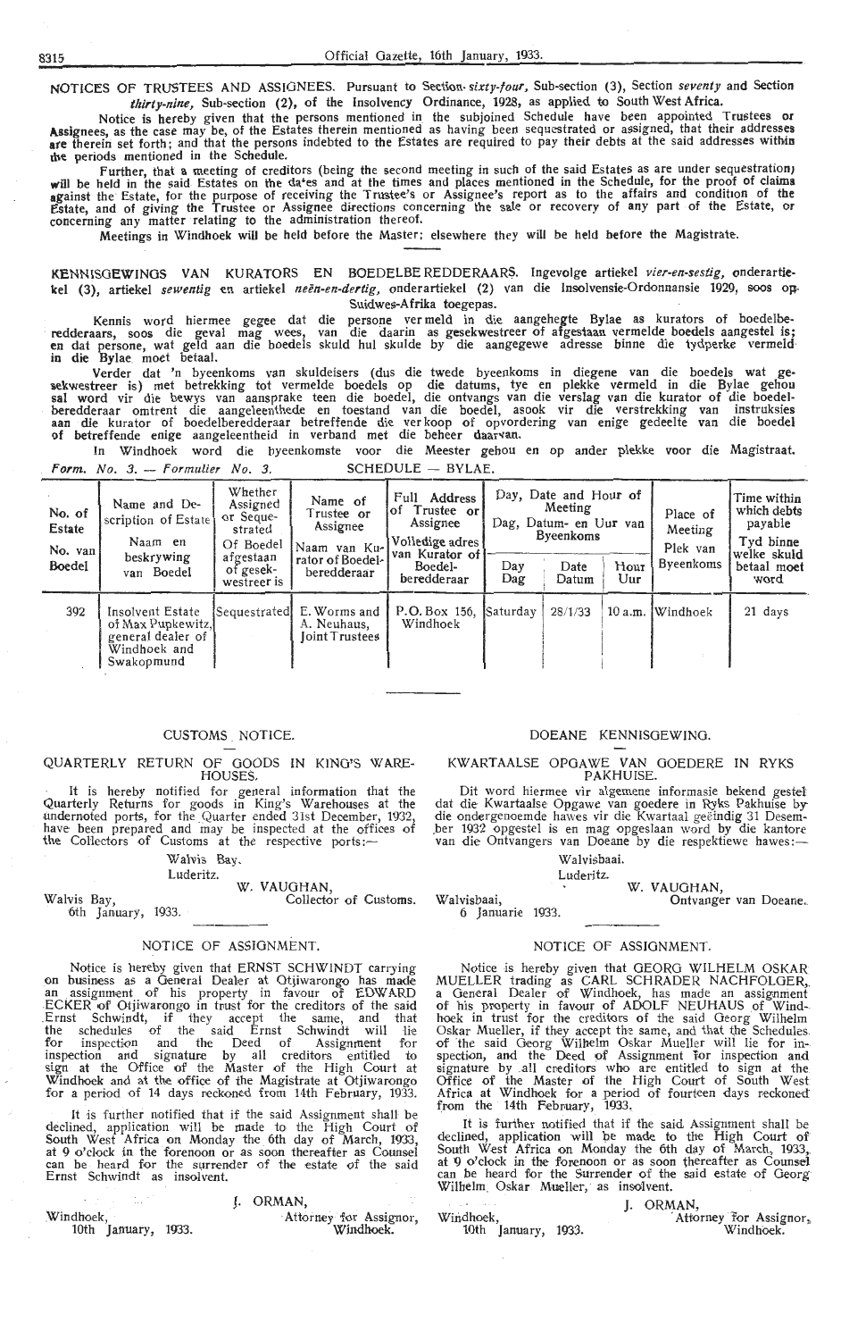NOTICES OF TRUSTEES AND ASSIGNEES. Pursuant to Section *sixty-four,* Sub-section (3), Section *seventy* and Section *thirty-nine,* Sub-section (2), of the Insolvency Ordinance, 1928, as applied to South West Africa.

Notice is hereby given that the persons mentioned in the subjoined Schedule have been appointed Trustees or Assignees, as the case may be, of the Estates therein mentioned as having been sequestrated or assigned, that their addresses are therein set forth; and that the persons indebted to the Estates are required to pay their debts at the said addresses within the periods mentioned in the Schedule.

Further, that a meeting of creditors (being the second meeting in such of the said Estates as are under sequestration) will be held in the said Estates on the dates and at the times and places mentioned in the Schedule, for the proof of claims against the Estate, for the purpose of receiving the Trustee's or Assignee's report as to the affairs and condition of the Estate, and of giving the Trustee or Assignee directions concerning the sale or recovery of any part of the Estate, or concerning any matter relating to the administration thereof.

Meetings in Windhoek will be held before the Master; elsewhere they will be held before the Magistrate.

KENNISGEWINGS VAN KURATORS EN BOEDELBEREDDERAARS. Ingevolge artiekel *vier-en-sestig,* onderartiekel (3), artiekel *sewentig* en artiekel *neën-en-dertig,* onderartiekel (2) van die Insolvensie-Ordonnansie 1929, soos op Suidwes-Afrika toegepas.

Kennis word hiermee gegee dat die persone vermeld in die aangehegte Bylae as kurators of boedelberedderaars, soos die geval mag wees, van die daarin as gesekwestreer of afgestaan vermelde boedels aangestel is; en dat persone, wat geld aan die boedels skuld hul skulde by die aangegewe adresse binne die tydperke vermeld in die Bylae moet betaal.

Verder dat 'n byeenkoms van skuldeisers (dus die twede byeenkoms in diegene van die boedels wat gesekwestreer is) met betrekking tot vermelde boedels op die datums, tye en plekke vermeld in die Bylae gehou sal word vir die bewys van aansprake teen die boedel, die ontvangs van die verslag van die kurator of die boedelberedderaar omtrent die aangeleenthede en toestand van die boedel, asook vir die verstrekking van instruksies aan die kurator of boedelberedderaar betreffende die verkoop of opvordering van enige gedeelte van die boedel of betreffende enige aangeleentheid in verband met die beheer daarvan.

In Windhoek word die byeenkomste voor die Meester gehou en op ander plekke voor die Magistraat.

*Form. No. 3. — Formulier No. 3.* SCHEDULE — BYLAE.

| No. of Estate / No. van Boedel | Name and Description of Estate / Naam en beskrywing van Boedel | Whether Assigned or Sequestrated / Of Boedel afgestaan of gesekwestreer is | Name of Trustee or Assignee / Naam van Kurator of Boedelberedderaar | Full Address of Trustee or Assignee / Volledige adres van Kurator of Boedelberedderaar | Day, Date and Hour of Meeting / Dag, Datum- en Uur van Byeenkoms | | | Place of Meeting / Plek van Byeenkoms | Time within which debts payable / Tyd binne welke skuld betaal moet word |
|---|---|---|---|---|---|---|---|---|---|
| | | | | | Day / Dag | Date / Datum | Hour / Uur | | |
| 392 | Insolvent Estate of Max Pupkewitz, general dealer of Windhoek and Swakopmund | Sequestrated | E. Worms and A. Neuhaus, Joint Trustees | P.O. Box 156, Windhoek | Saturday | 28/1/33 | 10 a.m. | Windhoek | 21 days |

## CUSTOMS NOTICE.

### QUARTERLY RETURN OF GOODS IN KING'S WAREHOUSES.

It is hereby notified for general information that the Quarterly Returns for goods in King's Warehouses at the undernoted ports, for the Quarter ended 31st December, 1932, have been prepared and may be inspected at the offices of the Collectors of Customs at the respective ports:—

Walvis Bay.
Luderitz.

W. VAUGHAN,
Collector of Customs.

Walvis Bay,
6th January, 1933.

## DOEANE KENNISGEWING.

### KWARTAALSE OPGAWE VAN GOEDERE IN RYKS PAKHUISE.

Dit word hiermee vir algemene informasie bekend gestel dat die Kwartaalse Opgawe van goedere in Ryks Pakhuise by die ondergenoemde hawes vir die Kwartaal geëindig 31 Desember 1932 opgestel is en mag opgeslaan word by die kantore van die Ontvangers van Doeane by die respektiewe hawes:—

Walvisbaai.
Luderitz.

W. VAUGHAN,
Ontvanger van Doeane.

Walvisbaai,
6 Januarie 1933.

## NOTICE OF ASSIGNMENT.

Notice is hereby given that ERNST SCHWINDT carrying on business as a General Dealer at Otjiwarongo has made an assignment of his property in favour of EDWARD ECKER of Otjiwarongo in trust for the creditors of the said Ernst Schwindt, if they accept the same, and that the schedules of the said Ernst Schwindt will lie for inspection and the Deed of Assignment for inspection and signature by all creditors entitled to sign at the Office of the Master of the High Court at Windhoek and at the office of the Magistrate at Otjiwarongo for a period of 14 days reckoned from 14th February, 1933.

It is further notified that if the said Assignment shall be declined, application will be made to the High Court of South West Africa on Monday the 6th day of March, 1933, at 9 o'clock in the forenoon or as soon thereafter as Counsel can be heard for the surrender of the estate of the said Ernst Schwindt as insolvent.

J. ORMAN,
Attorney for Assignor,
Windhoek.

Windhoek,
10th January, 1933.

## NOTICE OF ASSIGNMENT.

Notice is hereby given that GEORG WILHELM OSKAR MUELLER trading as CARL SCHRADER NACHFOLGER, a General Dealer of Windhoek, has made an assignment of his property in favour of ADOLF NEUHAUS of Windhoek in trust for the creditors of the said Georg Wilhelm Oskar Mueller, if they accept the same, and that the Schedules of the said Georg Wilhelm Oskar Mueller will lie for inspection, and the Deed of Assignment for inspection and signature by all creditors who are entitled to sign at the Office of the Master of the High Court of South West Africa at Windhoek for a period of fourteen days reckoned from the 14th February, 1933.

It is further notified that if the said Assignment shall be declined, application will be made to the High Court of South West Africa on Monday the 6th day of March, 1933, at 9 o'clock in the forenoon or as soon thereafter as Counsel can be heard for the Surrender of the said estate of Georg Wilhelm Oskar Mueller, as insolvent.

J. ORMAN,
Attorney for Assignor,
Windhoek.

Windhoek,
10th January, 1933.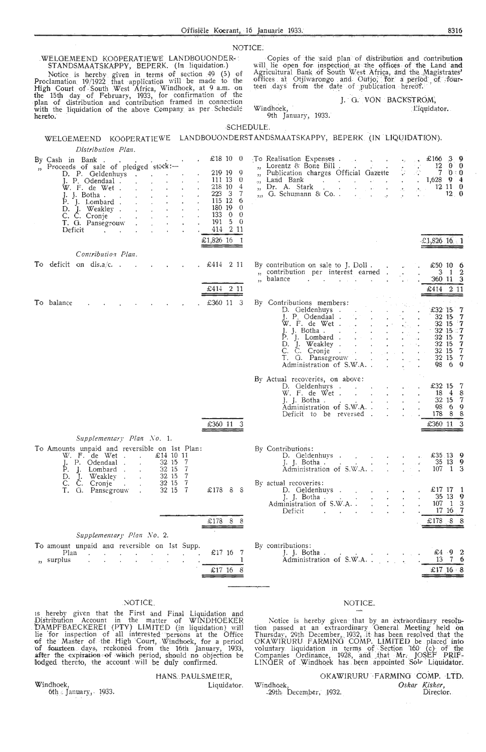## NOTICE.

WELGEMEEND KOÖPERATIEWE LANDBOUONDERSTANDSMAATSKAPPY, BEPERK. (In liquidation.)

Notice is hereby given in terms of section 49 (5) of Proclamation 19/1922 that application will be made to the High Court of South West Africa, Windhoek, at 9 a.m. on the 15th day of February, 1933, for confirmation of the plan of distribution and contribution framed in connection with the liquidation of the above Company as per Schedule hereto.

Copies of the said plan of distribution and contribution will lie open for inspection at the offices of the Land and Agricultural Bank of South West Africa, and the Magistrates' offices at Otjiwarongo and Outjo, for a period of fourteen days from the date of publication hereof.

J. G. VON BACKSTRÖM,
Liquidator.

Windhoek,
9th January, 1933.

### SCHEDULE.

WELGEMEEND KOÖPERATIEWE LANDBOUONDERSTANDSMAATSKAPPY, BEPERK (IN LIQUIDATION).

*Distribution Plan.*

| | | | |
|---|---|---|---|
| By Cash in Bank | £18 10 0 | To Realisation Expenses | £166 3 9 |
| ,, Proceeds of sale of pledged stock:— | | ,, Lorentz & Bone Bill | 12 0 0 |
| D. P. Geldenhuys | 219 19 9 | ,, Publication charges Official Gazette | 7 0 0 |
| J. P. Odendaal | 111 13 0 | ,, Land Bank | 1,628 9 4 |
| W. F. de Wet | 218 10 4 | ,, Dr. A. Stark | 12 11 0 |
| J. J. Botha | 223 3 7 | ,, G. Schumann & Co. | 12 0 |
| P. J. Lombard | 115 12 6 | | |
| D. J. Weakley | 180 19 0 | | |
| C. C. Cronje | 133 0 0 | | |
| T. G. Pansegrouw | 191 5 0 | | |
| Deficit | 414 2 11 | | |
| | £1,826 16 1 | | £1,826 16 1 |

*Contribution Plan.*

| | | | |
|---|---|---|---|
| To deficit on dis.a/c. | £414 2 11 | By contribution on sale to J. Doll | £50 10 6 |
| | | ,, contribution per interest earned | 3 1 2 |
| | | ,, balance | 360 11 3 |
| | £414 2 11 | | £414 2 11 |
| To balance | £360 11 3 | By Contributions members: | |
| | | D. Geldenhuys | £32 15 7 |
| | | J. P. Odendaal | 32 15 7 |
| | | W. F. de Wet | 32 15 7 |
| | | J. J. Botha | 32 15 7 |
| | | P. J. Lombard | 32 15 7 |
| | | D. J. Weakley | 32 15 7 |
| | | C. C. Cronje | 32 15 7 |
| | | T. G. Pansegrouw | 32 15 7 |
| | | Administration of S.W.A. | 98 6 9 |
| | | By Actual recoveries, on above: | |
| | | D. Geldenhuys | £32 15 7 |
| | | W. F. de Wet | 18 4 8 |
| | | J. J. Botha | 32 15 7 |
| | | Administration of S.W.A. | 98 6 9 |
| | | Deficit to be reversed | 178 8 8 |
| | £360 11 3 | | £360 11 3 |

*Supplementary Plan No. 1.*

| | | | | |
|---|---|---|---|---|
| To Amounts unpaid and reversible on 1st Plan: | | | By Contributions: | |
| W. F. de Wet | £14 10 11 | | D. Geldenhuys | £35 13 9 |
| J. P. Odendaal | 32 15 7 | | J. J. Botha | 35 13 9 |
| P. J. Lombard | 32 15 7 | | Administration of S.W.A. | 107 1 3 |
| D. J. Weakley | 32 15 7 | | By actual recoveries: | |
| C. C. Cronje | 32 15 7 | | D. Geldenhuys | £17 17 1 |
| T. G. Pansegrouw | 32 15 7 | £178 8 8 | J. J. Botha | 35 13 9 |
| | | | Administration of S.W.A. | 107 1 3 |
| | | | Deficit | 17 16 7 |
| | | £178 8 8 | | £178 8 8 |

*Supplementary Plan No. 2.*

| | | | |
|---|---|---|---|
| To amount unpaid and reversible on 1st Supp. Plan | £17 16 7 | By contributions: | |
| ,, surplus | 1 | J. J. Botha | £4 9 2 |
| | | Administration of S.W.A. | 13 7 6 |
| | £17 16 8 | | £17 16 8 |

## NOTICE.

is hereby given that the First and Final Liquidation and Distribution Account in the matter of WINDHOEKER DAMPFBAECKEREI (PTY) LIMITED (in liquidation) will lie for inspection of all interested persons at the Office of the Master of the High Court, Windhoek, for a period of fourteen days, reckoned from the 16th January, 1933, after the expiration of which period, should no objection be lodged thereto, the account will be duly confirmed.

HANS PAULSMEIER,
Liquidator.

Windhoek,
6th January, 1933.

## NOTICE.

Notice is hereby given that by an extraordinary resolution passed at an extraordinary General Meeting held on Thursday, 29th December, 1932, it has been resolved that the OKAWIRURU FARMING COMP. LIMITED be placed into voluntary liquidation in terms of Section 160 (c) of the Companies Ordinance, 1928, and that Mr. JOSEF PRIFLINGER of Windhoek has been appointed Sole Liquidator.

OKAWIRURU FARMING COMP. LTD.
*Oskar Kisker*,
Director.

Windhoek,
29th December, 1932.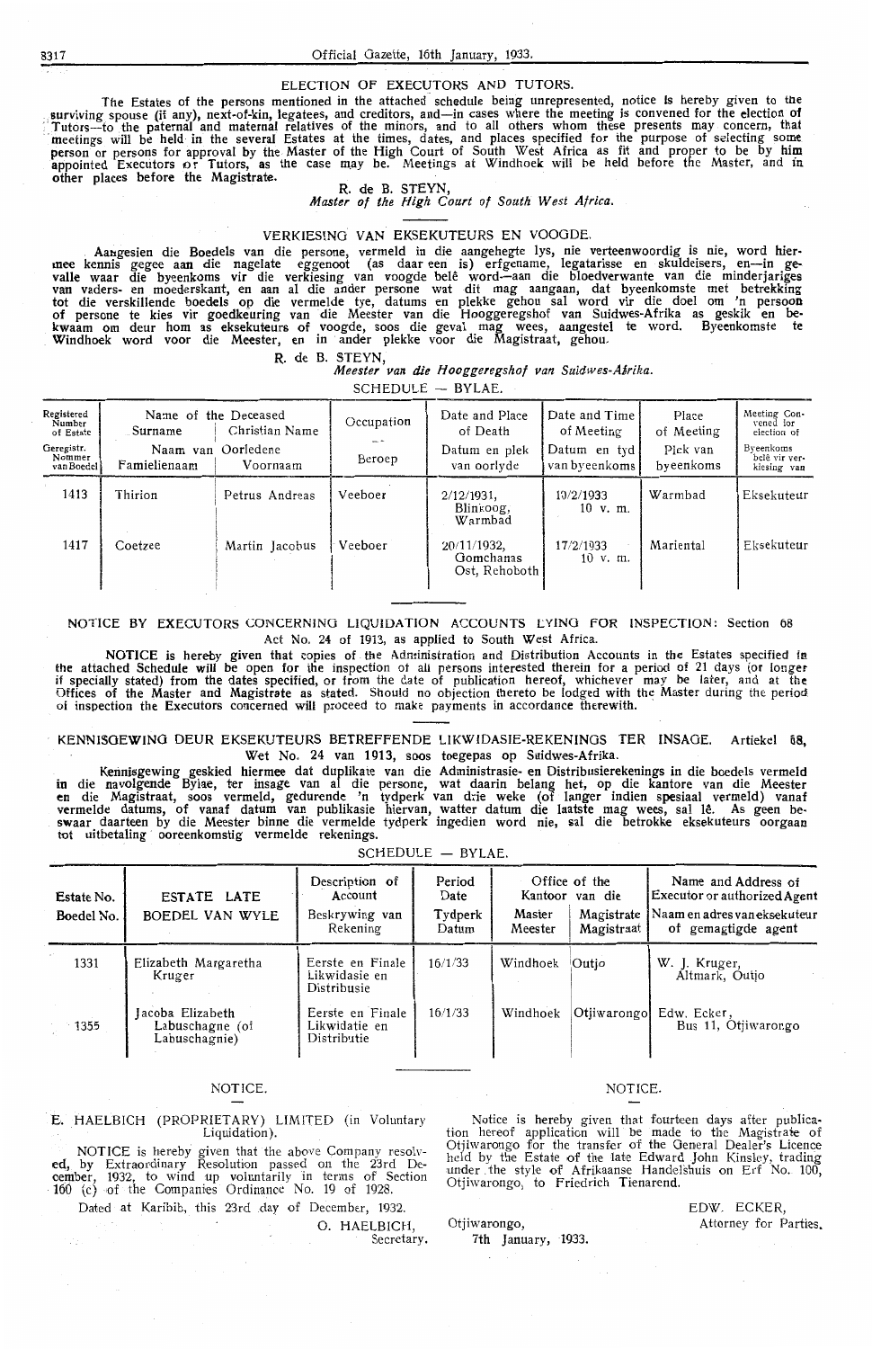## ELECTION OF EXECUTORS AND TUTORS.

The Estates of the persons mentioned in the attached schedule being unrepresented, notice is hereby given to the surviving spouse (if any), next-of-kin, legatees, and creditors, and—in cases where the meeting is convened for the election of Tutors—to the paternal and maternal relatives of the minors, and to all others whom these presents may concern, that meetings will be held in the several Estates at the times, dates, and places specified for the purpose of selecting some person or persons for approval by the Master of the High Court of South West Africa as fit and proper to be by him appointed Executors or Tutors, as the case may be. Meetings at Windhoek will be held before the Master, and in other places before the Magistrate.

R. de B. STEYN,
*Master of the High Court of South West Africa.*

## VERKIESING VAN EKSEKUTEURS EN VOOGDE.

Aangesien die Boedels van die persone, vermeld in die aangehegte lys, nie verteenwoordig is nie, word hiermee kennis gegee aan die nagelate eggenoot (as daar een is) erfgename, legatarisse en skuldeisers, en—in gevalle waar die byeenkoms vir die verkiesing van voogde belê word—aan die bloedverwante van die minderjariges van vaders- en moederskant, en aan al die ander persone wat dit mag aangaan, dat byeenkomste met betrekking tot die verskillende boedels op die vermelde tye, datums en plekke gehou sal word vir die doel om 'n persoon of persone te kies vir goedkeuring van die Meester van die Hooggeregshof van Suidwes-Afrika as geskik en bekwaam om deur hom as eksekuteurs of voogde, soos die geval mag wees, aangestel te word. Byeenkomste te Windhoek word voor die Meester, en in ander plekke voor die Magistraat, gehou.

R. de B. STEYN,
*Meester van die Hooggeregshof van Suidwes-Afrika.*

SCHEDULE — BYLAE.

| Registered Number of Estate / Geregistr. Nommer van Boedel | Name of the Deceased / Naam van Oorledene — Surname / Famielienaam | Christian Name / Voornaam | Occupation / Beroep | Date and Place of Death / Datum en plek van oorlyde | Date and Time of Meeting / Datum en tyd van byeenkoms | Place of Meeting / Plek van byeenkoms | Meeting Convened for election of / Byeenkoms belê vir verkiesing van |
|---|---|---|---|---|---|---|---|
| 1413 | Thirion | Petrus Andreas | Veeboer | 2/12/1931, Blinkoog, Warmbad | 10/2/1933 10 v. m. | Warmbad | Eksekuteur |
| 1417 | Coetzee | Martin Jacobus | Veeboer | 20/11/1932, Gomchanas Ost, Rehoboth | 17/2/1933 10 v. m. | Mariental | Eksekuteur |

## NOTICE BY EXECUTORS CONCERNING LIQUIDATION ACCOUNTS LYING FOR INSPECTION: Section 68 Act No. 24 of 1913, as applied to South West Africa.

NOTICE is hereby given that copies of the Administration and Distribution Accounts in the Estates specified in the attached Schedule will be open for the inspection of all persons interested therein for a period of 21 days (or longer if specially stated) from the dates specified, or from the date of publication hereof, whichever may be later, and at the Offices of the Master and Magistrate as stated. Should no objection thereto be lodged with the Master during the period of inspection the Executors concerned will proceed to make payments in accordance therewith.

## KENNISGEWING DEUR EKSEKUTEURS BETREFFENDE LIKWIDASIE-REKENINGS TER INSAGE. Artiekel 68, Wet No. 24 van 1913, soos toegepas op Suidwes-Afrika.

Kennisgewing geskied hiermee dat duplikate van die Administrasie- en Distribusierekenings in die boedels vermeld in die navolgende Bylae, ter insage van al die persone, wat daarin belang het, op die kantore van die Meester en die Magistraat, soos vermeld, gedurende 'n tydperk van drie weke (of langer indien spesiaal vermeld) vanaf vermelde datums, of vanaf datum van publikasie hiervan, watter datum die laatste mag wees, sal lê. As geen beswaar daarteen by die Meester binne die vermelde tydperk ingedien word nie, sal die betrokke eksekuteurs oorgaan tot uitbetaling ooreenkomstig vermelde rekenings.

SCHEDULE — BYLAE.

| Estate No. / Boedel No. | ESTATE LATE / BOEDEL VAN WYLE | Description of Account / Beskrywing van Rekening | Period Date / Tydperk Datum | Office of the / Kantoor van die — Master / Meester | Magistrate / Magistraat | Name and Address of Executor or authorized Agent / Naam en adres van eksekuteur of gemagtigde agent |
|---|---|---|---|---|---|---|
| 1331 | Elizabeth Margaretha Kruger | Eerste en Finale Likwidasie en Distribusie | 16/1/33 | Windhoek | Outjo | W. J. Kruger, Altmark, Outjo |
| 1355 | Jacoba Elizabeth Labuschagne (of Labuschagnie) | Eerste en Finale Likwidasie en Distributie | 16/1/33 | Windhoek | Otjiwarongo | Edw. Ecker, Bus 11, Otjiwarongo |

### NOTICE.

E. HAELBICH (PROPRIETARY) LIMITED (in Voluntary Liquidation).

NOTICE is hereby given that the above Company resolved, by Extraordinary Resolution passed on the 23rd December, 1932, to wind up voluntarily in terms of Section 160 (c) of the Companies Ordinance No. 19 of 1928.

Dated at Karibib, this 23rd day of December, 1932.

O. HAELBICH,
Secretary.

### NOTICE.

Notice is hereby given that fourteen days after publication hereof application will be made to the Magistrate of Otjiwarongo for the transfer of the General Dealer's Licence held by the Estate of the late Edward John Kinsley, trading under the style of Afrikaanse Handelshuis on Erf No. 100, Otjiwarongo, to Friedrich Tienarend.

EDW. ECKER,
Attorney for Parties.

Otjiwarongo,
7th January, 1933.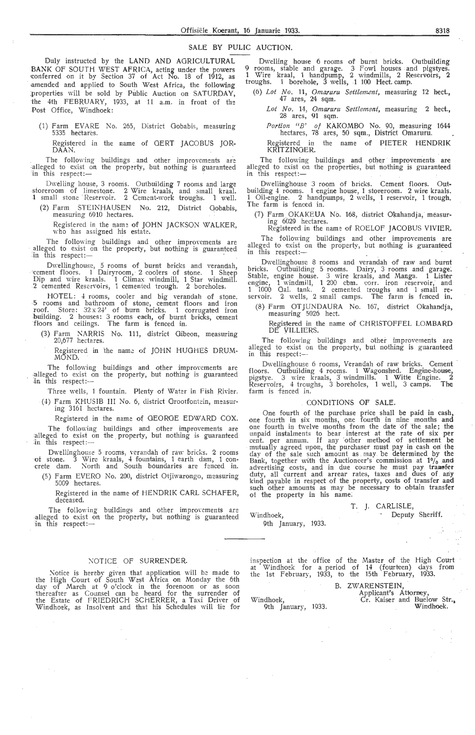## SALE BY PULIC AUCTION.

Duly instructed by the LAND AND AGRICULTURAL BANK OF SOUTH WEST AFRICA, acting under the powers conferred on it by Section 37 of Act No. 18 of 1912, as amended and applied to South West Africa, the following properties will be sold by Public Auction on SATURDAY, the 4th FEBRUARY, 1933, at 11 a.m. in front of the Post Office, Windhoek:

(1) Farm EVARE No. 265, District Gobabis, measuring 5335 hectares.

Registered in the name of GERT JACOBUS JORDAAN.

The following buildings and other improvements are alleged to exist on the property, but nothing is guaranteed in this respect:—

Dwelling house, 3 rooms. Outbuilding 7 rooms and large storeroom of limestone. 2 Wire kraals, and small kraal. 1 small stone Reservoir. 2 Cement-work troughs. 1 well.

(2) Farm STEINHAUSEN No. 212, District Gobabis, measuring 6910 hectares.

Registered in the name of JOHN JACKSON WALKER, who has assigned his estate.

The following buildings and other improvements are alleged to exist on the property, but nothing is guaranteed in this respect:—

Dwellinghouse, 5 rooms of burnt bricks and verandah, cement floors. 1 Dairyroom, 2 coolers of stone. 1 Sheep Dip and wire kraals. 1 Climax windmill, 1 Star windmill. 2 cemented Reservoirs, 1 cemented trough. 2 boreholes.

HOTEL: 4 rooms, cooler and big verandah of stone. 5 rooms and bathroom of stone, cement floors and iron roof. Store: 32 x 24' of burn bricks. 1 corrugated iron building. 2 houses: 3 rooms each, of burnt bricks, cement floors and ceilings. The farm is fenced in.

(3) Farm NARRIS No. 111, district Gibeon, measuring 20,677 hectares.

Registered in the name of JOHN HUGHES DRUMMOND.

The following buildings and other improvements are alleged to exist on the property, but nothing is guaranteed in this respect:—

Three wells, 1 fountain. Plenty of Water in Fish River.

(4) Farm KHUSIB III No. 6, district Grootfontein, measuring 3161 hectares.

Registered in the name of GEORGE EDWARD COX.

The following buildings and other improvements are alleged to exist on the property, but nothing is guaranteed in this respect:—

Dwellinghouse 5 rooms, verandah of raw bricks. 2 rooms of stone. 3 Wire kraals, 4 fountains, 1 earth dam, 1 concrete dam. North and South boundaries are fenced in.

(5) Farm EVERO No. 200, district Otjiwarongo, measuring 5009 hectares.

Registered in the name of HENDRIK CARL SCHAFER, deceased.

The following buildings and other improvements are alleged to exist on the property, but nothing is guaranteed in this respect:—

Dwelling house 6 rooms of burnt bricks. Outbuilding 9 rooms, stable and garage. 3 Fowl houses and pigstyes. 1 Wire kraal, 1 handpump, 2 windmills, 2 Reservoirs, 2 troughs. 1 borehole, 3 wells, 1 100 Hect. camp.

(6) *Lot No. 11, Omaruru Settlement,* measuring 12 hect., 47 ares, 24 sqm.

*Lot No. 14, Omaruru Settlement,* measuring 2 hect., 28 ares, 91 sqm.

*Portion "B" of* KAKOMBO No. 90, measuring 1644 hectares, 78 ares, 50 sqm., District Omaruru.

Registered in the name of PIETER HENDRIK KRITZINGER.

The following buildings and other improvements are alleged to exist on the properties, but nothing is guaranteed in this respect:—

Dwellinghouse 3 room of bricks. Cement floors. Outbuilding 4 rooms. 1 engine house, 1 storeroom. 2 wire kraals. 1 Oil-engine. 2 handpumps, 2 wells, 1 reservoir, 1 trough. The farm is fenced in.

(7) Farm OKAKEUA No. 168, district Okahandja, measuring 6029 hectares.

Registered in the name of ROELOF JACOBUS VIVIER.

The following buildings and other improvements are alleged to exist on the property, but nothing is guaranteed in this respect:—

Dwellinghouse 8 rooms and verandah of raw and burnt bricks. Outbuilding 5 rooms. Dairy, 3 rooms and garage. Stable, engine house. 3 wire kraals, and Manga. 1 Lister engine, 1 windmill, 1 200 cbm. corr. iron reservoir, and 1 1000 Gal. tank. 2 cemented troughs and 1 small reservoir. 2 wells, 2 small camps. The farm is fenced in.

(8) Farm OTJUNDAURA No. 167, district Okahandja, measuring 5026 hect.

Registered in the name of CHRISTOFFEL LOMBARD DE VILLIERS.

The following buildings and other improvements are alleged to exist on the property, but nothing is guaranteed in this respect:—

Dwellinghouse 6 rooms, Verandah of raw bricks. Cement floors. Outbuilding 4 rooms. 1 Wagonshed. Engine-house, pigstye. 3 wire kraals, 3 windmills. 1 Witte Engine. 2 Reservoirs, 4 troughs, 3 boreholes, 1 well, 3 camps. The farm is fenced in.

### CONDITIONS OF SALE.

One fourth of the purchase price shall be paid in cash, one fourth in six months, one fourth in nine months and one fourth in twelve months from the date of the sale; the unpaid instalments to bear interest at the rate of six per cent. per annum. If any other method of settlement be mutually agreed upon, the purchaser must pay in cash on the day of the sale such amount as may be determined by the Bank, together with the Auctioneer's commission at 1% and advertising costs, and in due course he must pay transfer duty, all current and arrear rates, taxes and dues of any kind payable in respect of the property, costs of transfer and such other amounts as may be necessary to obtain transfer of the property in his name.

T. J. CARLISLE,
Deputy Sheriff.

Windhoek,
9th January, 1933.

---

## NOTICE OF SURRENDER.

Notice is hereby given that application will be made to the High Court of South West Africa on Monday the 6th day of March at 9 o'clock in the forenoon or as soon thereafter as Counsel can be heard for the surrender of the Estate of FRIEDRICH SCHERRER, a Taxi Driver of Windhoek, as Insolvent and that his Schedules will lie for inspection at the office of the Master of the High Court at Windhoek for a period of 14 (fourteen) days from the 1st February, 1933, to the 15th February, 1933.

B. ZWARENSTEIN,
Applicant's Attorney,
Cr. Kaiser and Buelow Str.,
Windhoek.

Windhoek,
9th January, 1933.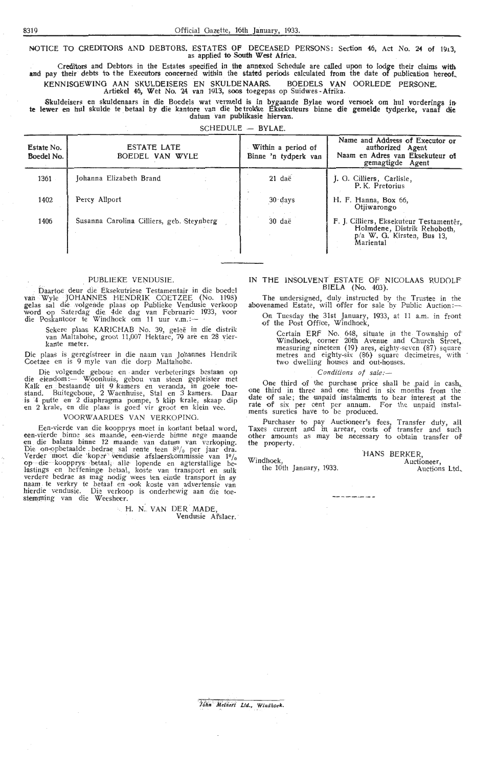## NOTICE TO CREDITORS AND DEBTORS. ESTATES OF DECEASED PERSONS: Section 46, Act No. 24 of 1913, as applied to South West Africa.

Creditors and Debtors in the Estates specified in the annexed Schedule are called upon to lodge their claims with and pay their debts to the Executors concerned within the stated periods calculated from the date of publication hereof.

## KENNISGEWING AAN SKULDEISERS EN SKULDENAARS. BOEDELS VAN OORLEDE PERSONE. Artiekel 46, Wet No. 24 van 1913, soos toegepas op Suidwes-Afrika.

Skuldeisers en skuldenaars in die Boedels wat vermeld is in bygaande Bylae word versoek om hul vorderings in te lewer en hul skulde te betaal by die kantore van die betrokke Eksekuteurs binne die gemelde tydperke, vanaf die datum van publikasie hiervan.

SCHEDULE — BYLAE.

| Estate No. Boedel No. | ESTATE LATE BOEDEL VAN WYLE | Within a period of Binne 'n tydperk van | Name and Address of Executor or authorized Agent Naam en Adres van Eksekuteur of gemagtigde Agent |
|---|---|---|---|
| 1361 | Johanna Elizabeth Brand | 21 daë | J. G. Cilliers, Carlisle, P. K. Pretorius |
| 1402 | Percy Allport | 30 days | H. F. Hanna, Box 66, Otjiwarongo |
| 1406 | Susanna Carolina Cilliers, geb. Steynberg | 30 daë | F. J. Cilliers, Eksekuteur Testamentêr, Holmdene, Distrik Rehoboth, p/a W. G. Kirsten, Bus 13, Mariental |

## PUBLIEKE VENDUSIE.

Daartoe deur die Eksekutriese Testamentair in die boedel van Wyle JOHANNES HENDRIK COETZEE (No. 1198) gelas sal die volgende plaas op Publieke Vendusie verkoop word op Saterdag die 4de dag van Februarie 1933, voor die Poskantoor te Windhoek om 11 uur v.m.:—

Sekere plaas KARICHAB No. 39, geleë in die distrik van Maltahohe, groot 11,007 Hektare, 79 are en 28 vierkante meter.

Die plaas is geregistreer in die naam van Johannes Hendrik Coetzee en is 9 myle van die dorp Maltahohe.

Die volgende geboue en ander verbeterings bestaan op die eiendom:— Woonhuis, gebou van steen gepleister met Kalk en bestaande uit 9 kamers en veranda, in goeie toestand. Buitegeboue, 2 Waenhuise, Stal en 3 kamers. Daar is 4 putte en 2 diaphragma pompe, 5 klip krale, skaap dip en 2 krale, en die plaas is goed vir groot en klein vee.

### VOORWAARDES VAN VERKOPING.

Een-vierde van die koopprys moet in kontant betaal word, een-vierde binne ses maande, een-vierde binne nege maande en die balans binne 12 maande van datum van verkoping. Die on-opbetaalde bedrae sal rente teen 8% per jaar dra. Verder moet die koper vendusie afslaerskommissie van 1% op die koopprys betaal; alle lopende en agterstallige belastings en heffeninge betaal, koste van transport en sulk verdere bedrae as mag nodig wees ten einde transport in sy naam te verkry te betaal en ook koste van advertensie van hierdie vendusie. Die verkoop is onderhewig aan die toestemming van die Weesheer.

H. N. VAN DER MADE,
Vendusie Afslaer.

## IN THE INSOLVENT ESTATE OF NICOLAAS RUDOLF BIELA (No. 403).

The undersigned, duly instructed by the Trustee in the abovenamed Estate, will offer for sale by Public Auction:—

On Tuesday the 31st January, 1933, at 11 a.m. in front of the Post Office, Windhoek,

Certain ERF No. 648, situate in the Township of Windhoek, corner 20th Avenue and Church Street, measuring nineteen (19) ares, eighty-seven (87) square metres and eighty-six (86) square decimetres, with two dwelling houses and out-houses.

*Conditions of sale:—*

One third of the purchase price shall be paid in cash, one third in three and one third in six months from the date of sale; the unpaid instalments to bear interest at the rate of six per cent per annum. For the unpaid instalments sureties have to be produced.

Purchaser to pay Auctioneer's fees, Transfer duty, all Taxes current and in arrear, costs of transfer and such other amounts as may be necessary to obtain transfer of the property.

HANS BERKER,
Auctioneer,
Auctions Ltd.

Windhoek,
the 10th January, 1933.

John Meinert Ltd., Windhoek.